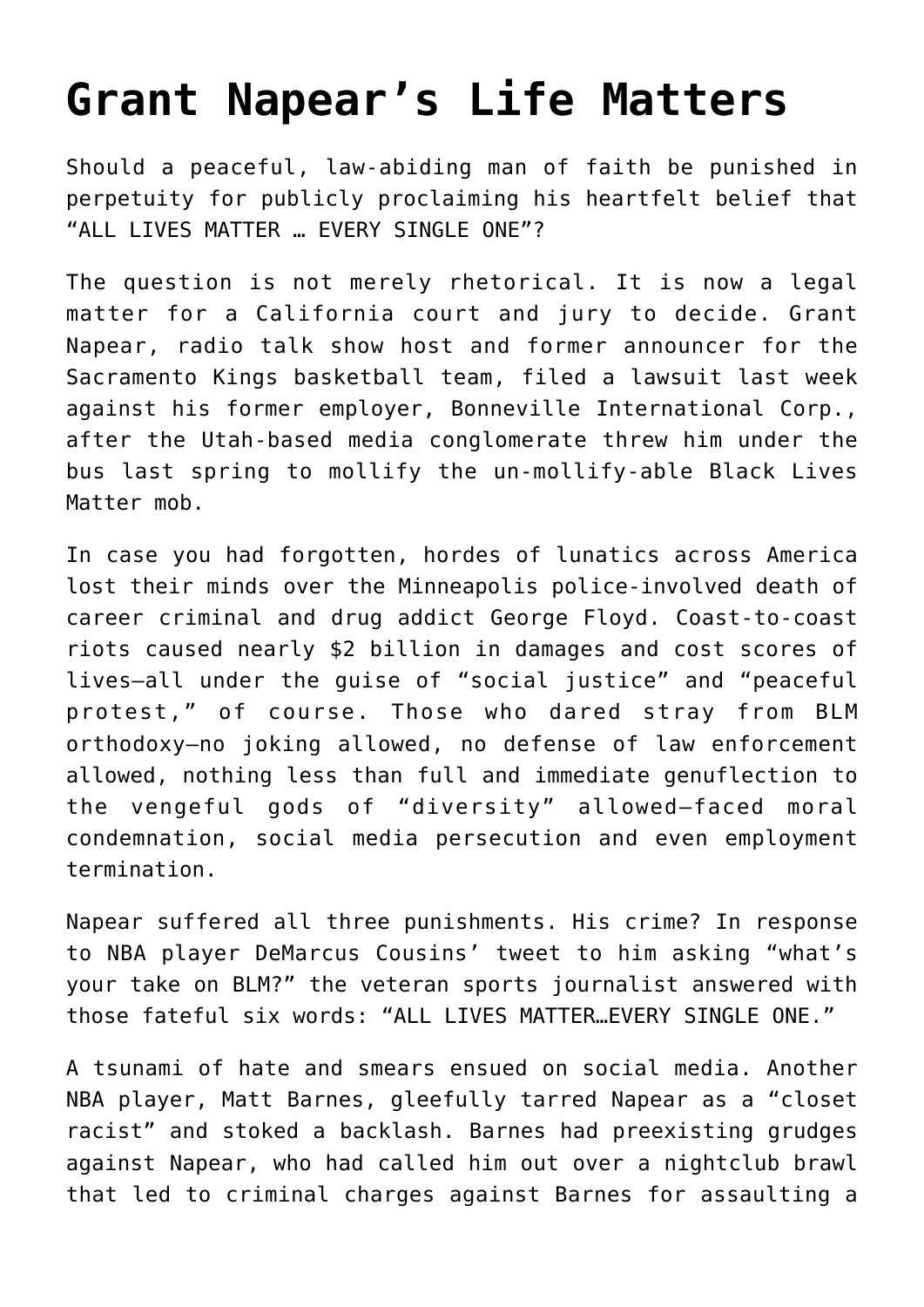# Grant Napear's Life Matters

Should a peaceful, law-abiding man of faith be punished in perpetuity for publicly proclaiming his heartfelt belief that "ALL LIVES MATTER … EVERY SINGLE ONE"?

The question is not merely rhetorical. It is now a legal matter for a California court and jury to decide. Grant Napear, radio talk show host and former announcer for the Sacramento Kings basketball team, filed a lawsuit last week against his former employer, Bonneville International Corp., after the Utah-based media conglomerate threw him under the bus last spring to mollify the un-mollify-able Black Lives Matter mob.

In case you had forgotten, hordes of lunatics across America lost their minds over the Minneapolis police-involved death of career criminal and drug addict George Floyd. Coast-to-coast riots caused nearly $2 billion in damages and cost scores of lives—all under the guise of "social justice" and "peaceful protest," of course. Those who dared stray from BLM orthodoxy—no joking allowed, no defense of law enforcement allowed, nothing less than full and immediate genuflection to the vengeful gods of "diversity" allowed—faced moral condemnation, social media persecution and even employment termination.

Napear suffered all three punishments. His crime? In response to NBA player DeMarcus Cousins' tweet to him asking "what's your take on BLM?" the veteran sports journalist answered with those fateful six words: "ALL LIVES MATTER…EVERY SINGLE ONE."

A tsunami of hate and smears ensued on social media. Another NBA player, Matt Barnes, gleefully tarred Napear as a "closet racist" and stoked a backlash. Barnes had preexisting grudges against Napear, who had called him out over a nightclub brawl that led to criminal charges against Barnes for assaulting a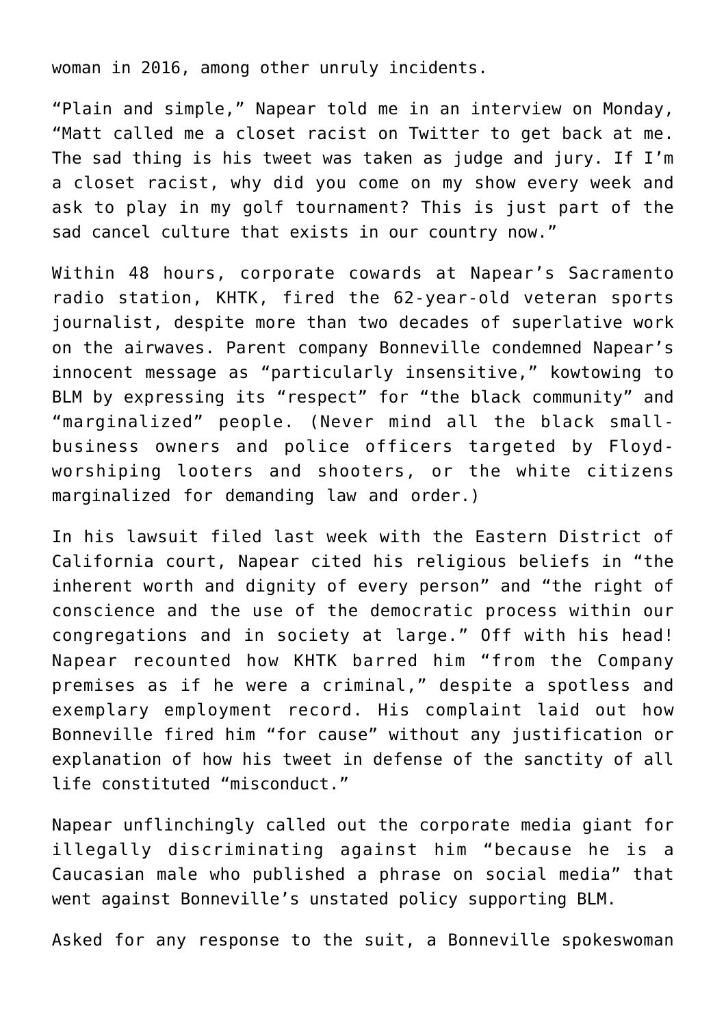woman in 2016, among other unruly incidents.

"Plain and simple," Napear told me in an interview on Monday, "Matt called me a closet racist on Twitter to get back at me. The sad thing is his tweet was taken as judge and jury. If I'm a closet racist, why did you come on my show every week and ask to play in my golf tournament? This is just part of the sad cancel culture that exists in our country now."

Within 48 hours, corporate cowards at Napear's Sacramento radio station, KHTK, fired the 62-year-old veteran sports journalist, despite more than two decades of superlative work on the airwaves. Parent company Bonneville condemned Napear's innocent message as "particularly insensitive," kowtowing to BLM by expressing its "respect" for "the black community" and "marginalized" people. (Never mind all the black small-business owners and police officers targeted by Floyd-worshiping looters and shooters, or the white citizens marginalized for demanding law and order.)

In his lawsuit filed last week with the Eastern District of California court, Napear cited his religious beliefs in "the inherent worth and dignity of every person" and "the right of conscience and the use of the democratic process within our congregations and in society at large." Off with his head! Napear recounted how KHTK barred him "from the Company premises as if he were a criminal," despite a spotless and exemplary employment record. His complaint laid out how Bonneville fired him "for cause" without any justification or explanation of how his tweet in defense of the sanctity of all life constituted "misconduct."

Napear unflinchingly called out the corporate media giant for illegally discriminating against him "because he is a Caucasian male who published a phrase on social media" that went against Bonneville's unstated policy supporting BLM.

Asked for any response to the suit, a Bonneville spokeswoman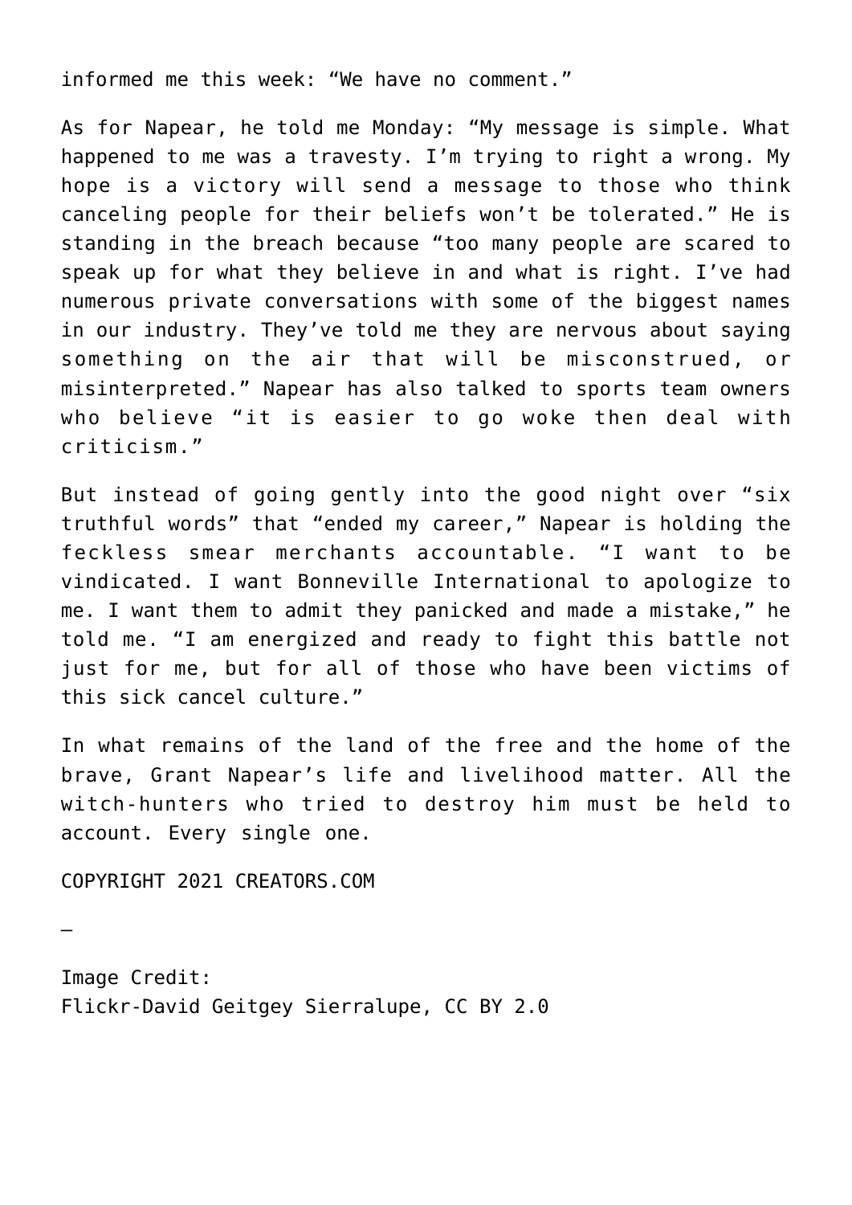informed me this week: “We have no comment.”

As for Napear, he told me Monday: “My message is simple. What happened to me was a travesty. I’m trying to right a wrong. My hope is a victory will send a message to those who think canceling people for their beliefs won’t be tolerated.” He is standing in the breach because “too many people are scared to speak up for what they believe in and what is right. I’ve had numerous private conversations with some of the biggest names in our industry. They’ve told me they are nervous about saying something on the air that will be misconstrued, or misinterpreted.” Napear has also talked to sports team owners who believe “it is easier to go woke then deal with criticism.”

But instead of going gently into the good night over “six truthful words” that “ended my career,” Napear is holding the feckless smear merchants accountable. “I want to be vindicated. I want Bonneville International to apologize to me. I want them to admit they panicked and made a mistake,” he told me. “I am energized and ready to fight this battle not just for me, but for all of those who have been victims of this sick cancel culture.”

In what remains of the land of the free and the home of the brave, Grant Napear’s life and livelihood matter. All the witch-hunters who tried to destroy him must be held to account. Every single one.

COPYRIGHT 2021 CREATORS.COM

—

Image Credit:
Flickr-David Geitgey Sierralupe, CC BY 2.0